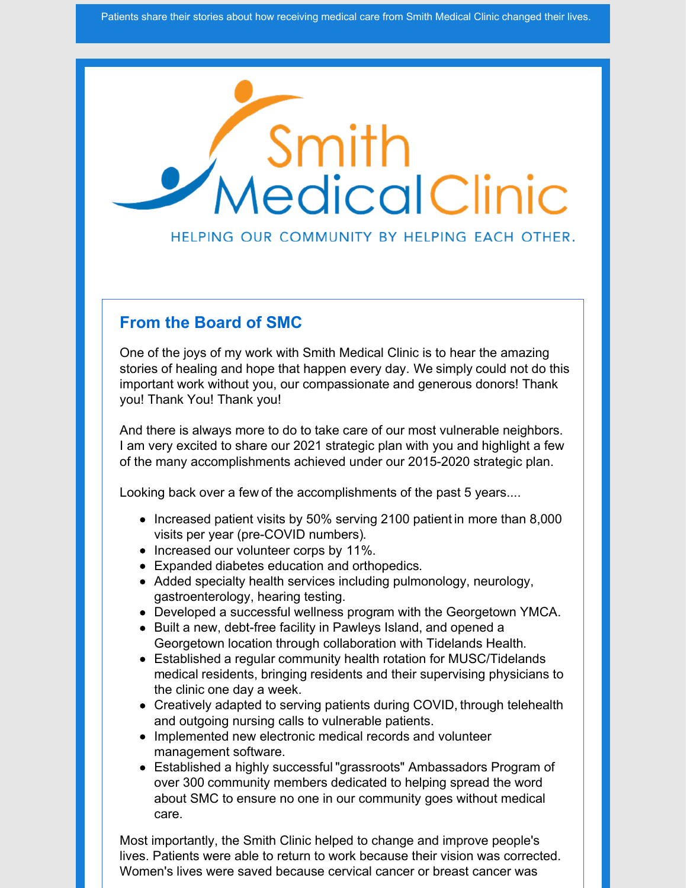Patients share their stories about how receiving medical care from Smith Medical Clinic changed their lives.

Smith Medical Clinic

HELPING OUR COMMUNITY BY HELPING EACH OTHER.

## From the Board of SMC

One of the joys of my work with Smith Medical Clinic is to hear the amazing stories of healing and hope that happen every day. We simply could not do this important work without you, our compassionate and generous donors! Thank you! Thank You! Thank you!

And there is always more to do to take care of our most vulnerable neighbors. I am very excited to share our 2021 strategic plan with you and highlight a few of the many accomplishments achieved under our 2015-2020 strategic plan.

Looking back over a few of the accomplishments of the past 5 years....

- Increased patient visits by 50% serving 2100 patient in more than 8,000 visits per year (pre-COVID numbers).
- Increased our volunteer corps by 11%.
- Expanded diabetes education and orthopedics.
- Added specialty health services including pulmonology, neurology, gastroenterology, hearing testing.
- Developed a successful wellness program with the Georgetown YMCA.
- Built a new, debt-free facility in Pawleys Island, and opened a Georgetown location through collaboration with Tidelands Health.
- Established a regular community health rotation for MUSC/Tidelands medical residents, bringing residents and their supervising physicians to the clinic one day a week.
- Creatively adapted to serving patients during COVID, through telehealth and outgoing nursing calls to vulnerable patients.
- Implemented new electronic medical records and volunteer management software.
- Established a highly successful "grassroots" Ambassadors Program of over 300 community members dedicated to helping spread the word about SMC to ensure no one in our community goes without medical care.

Most importantly, the Smith Clinic helped to change and improve people's lives. Patients were able to return to work because their vision was corrected. Women's lives were saved because cervical cancer or breast cancer was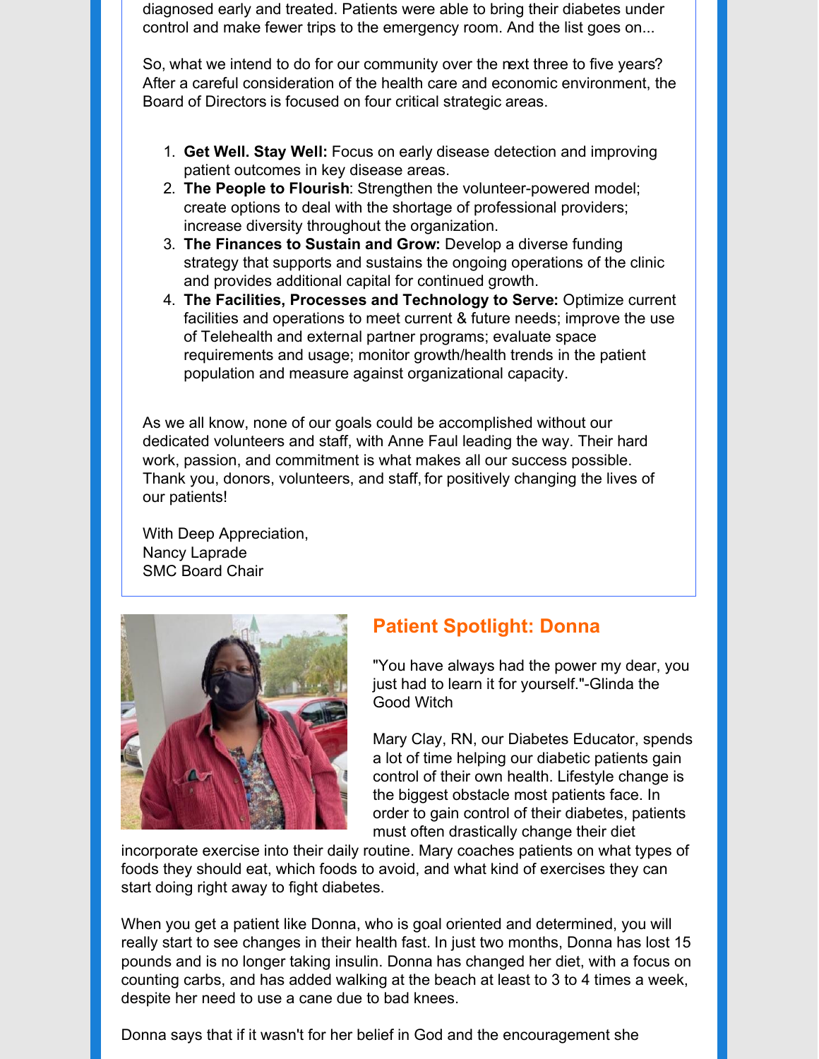diagnosed early and treated. Patients were able to bring their diabetes under control and make fewer trips to the emergency room. And the list goes on...

So, what we intend to do for our community over the next three to five years? After a careful consideration of the health care and economic environment, the Board of Directors is focused on four critical strategic areas.

1. **Get Well. Stay Well:** Focus on early disease detection and improving patient outcomes in key disease areas.
2. **The People to Flourish**: Strengthen the volunteer-powered model; create options to deal with the shortage of professional providers; increase diversity throughout the organization.
3. **The Finances to Sustain and Grow:** Develop a diverse funding strategy that supports and sustains the ongoing operations of the clinic and provides additional capital for continued growth.
4. **The Facilities, Processes and Technology to Serve:** Optimize current facilities and operations to meet current & future needs; improve the use of Telehealth and external partner programs; evaluate space requirements and usage; monitor growth/health trends in the patient population and measure against organizational capacity.

As we all know, none of our goals could be accomplished without our dedicated volunteers and staff, with Anne Faul leading the way. Their hard work, passion, and commitment is what makes all our success possible. Thank you, donors, volunteers, and staff, for positively changing the lives of our patients!

With Deep Appreciation,
Nancy Laprade
SMC Board Chair

## Patient Spotlight: Donna

"You have always had the power my dear, you just had to learn it for yourself."-Glinda the Good Witch

Mary Clay, RN, our Diabetes Educator, spends a lot of time helping our diabetic patients gain control of their own health. Lifestyle change is the biggest obstacle most patients face. In order to gain control of their diabetes, patients must often drastically change their diet incorporate exercise into their daily routine. Mary coaches patients on what types of foods they should eat, which foods to avoid, and what kind of exercises they can start doing right away to fight diabetes.

When you get a patient like Donna, who is goal oriented and determined, you will really start to see changes in their health fast. In just two months, Donna has lost 15 pounds and is no longer taking insulin. Donna has changed her diet, with a focus on counting carbs, and has added walking at the beach at least to 3 to 4 times a week, despite her need to use a cane due to bad knees.

Donna says that if it wasn't for her belief in God and the encouragement she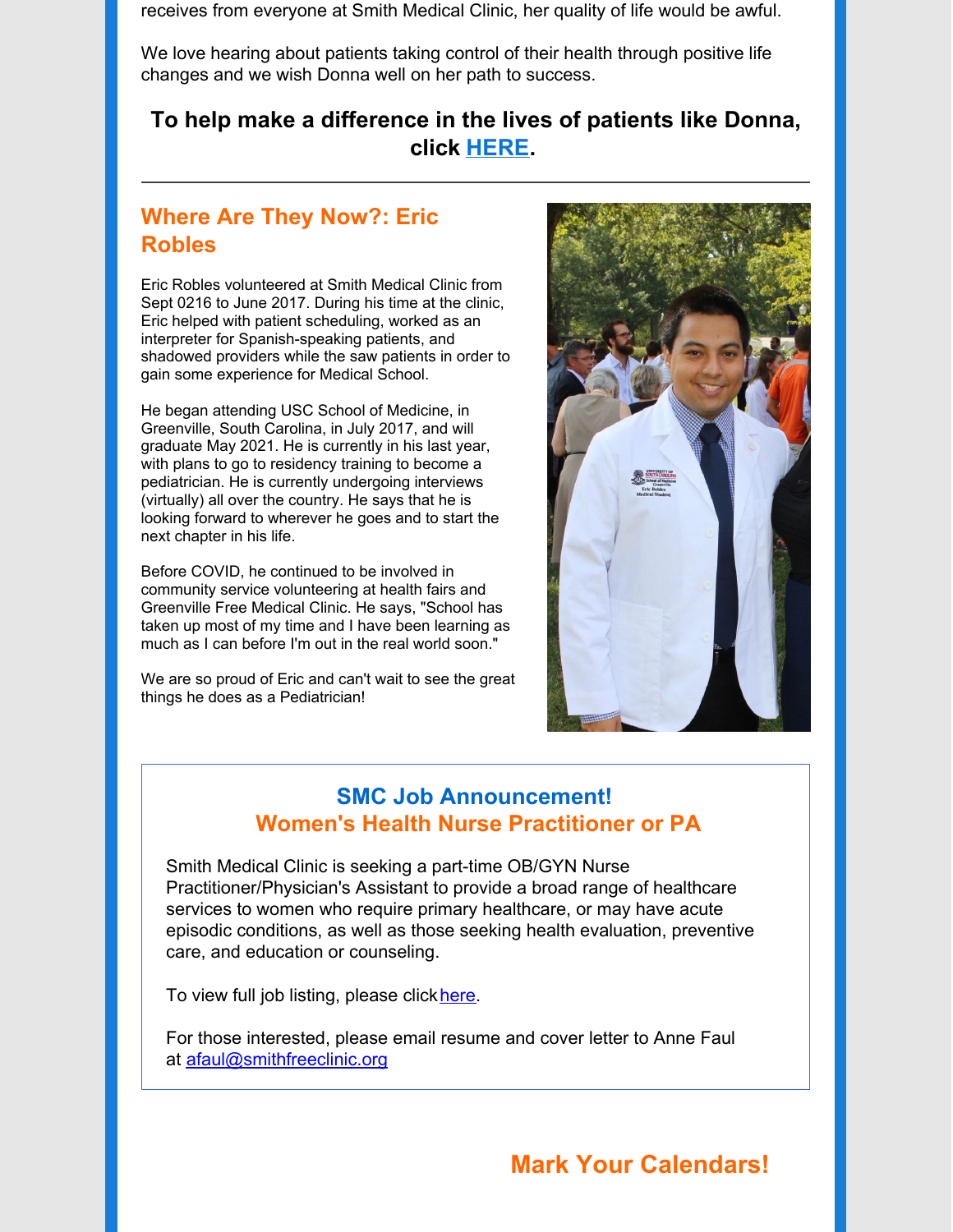receives from everyone at Smith Medical Clinic, her quality of life would be awful.

We love hearing about patients taking control of their health through positive life changes and we wish Donna well on her path to success.

**To help make a difference in the lives of patients like Donna, click HERE.**

---

## Where Are They Now?: Eric Robles

Eric Robles volunteered at Smith Medical Clinic from Sept 0216 to June 2017. During his time at the clinic, Eric helped with patient scheduling, worked as an interpreter for Spanish-speaking patients, and shadowed providers while the saw patients in order to gain some experience for Medical School.

He began attending USC School of Medicine, in Greenville, South Carolina, in July 2017, and will graduate May 2021. He is currently in his last year, with plans to go to residency training to become a pediatrician. He is currently undergoing interviews (virtually) all over the country. He says that he is looking forward to wherever he goes and to start the next chapter in his life.

Before COVID, he continued to be involved in community service volunteering at health fairs and Greenville Free Medical Clinic. He says, "School has taken up most of my time and I have been learning as much as I can before I'm out in the real world soon."

We are so proud of Eric and can't wait to see the great things he does as a Pediatrician!

## SMC Job Announcement!
## Women's Health Nurse Practitioner or PA

Smith Medical Clinic is seeking a part-time OB/GYN Nurse Practitioner/Physician's Assistant to provide a broad range of healthcare services to women who require primary healthcare, or may have acute episodic conditions, as well as those seeking health evaluation, preventive care, and education or counseling.

To view full job listing, please click here.

For those interested, please email resume and cover letter to Anne Faul at afaul@smithfreeclinic.org

## Mark Your Calendars!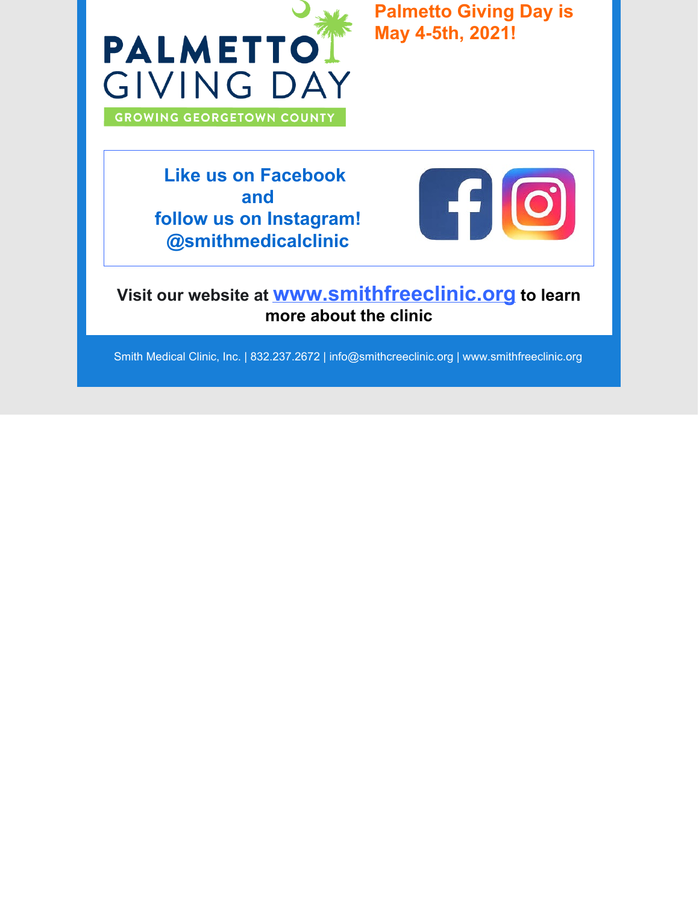PALMETTO GIVING DAY

GROWING GEORGETOWN COUNTY

**Palmetto Giving Day is May 4-5th, 2021!**

**Like us on Facebook and follow us on Instagram! @smithmedicalclinic**

**Visit our website at [www.smithfreeclinic.org](http://www.smithfreeclinic.org) to learn more about the clinic**

Smith Medical Clinic, Inc. | 832.237.2672 | info@smithcreeclinic.org | www.smithfreeclinic.org